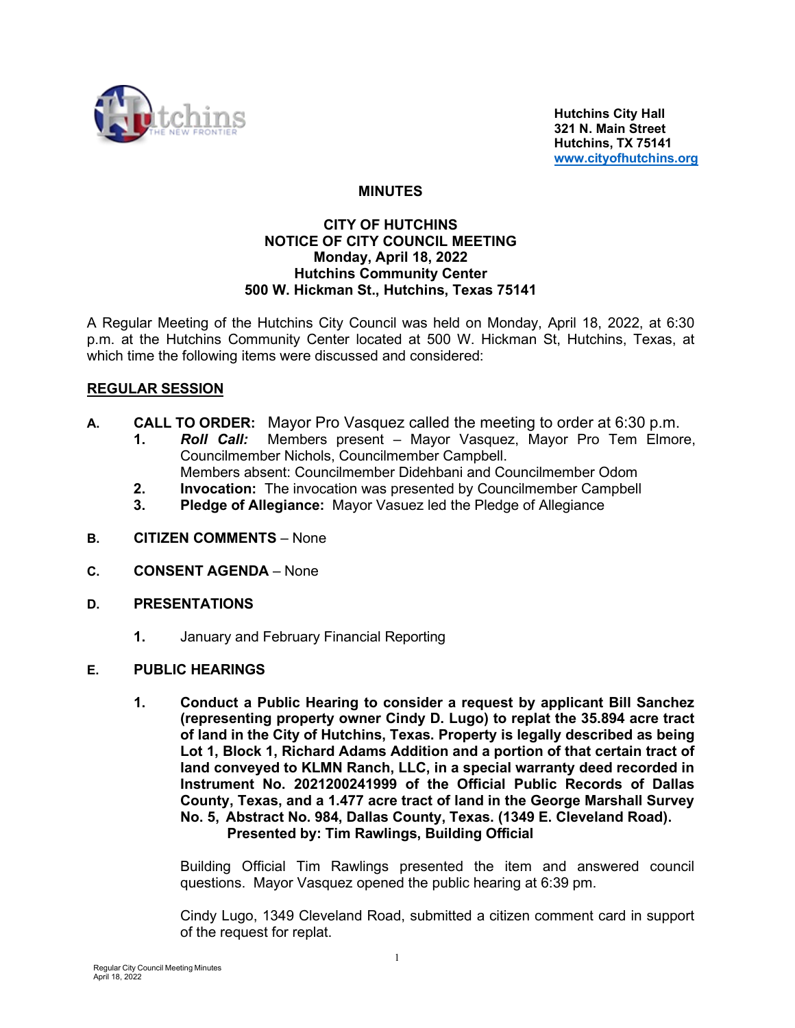Hutchins City Hall
321 N. Main Street
Hutchins, TX 75141
www.cityofhutchins.org

# MINUTES

## CITY OF HUTCHINS
## NOTICE OF CITY COUNCIL MEETING
## Monday, April 18, 2022
## Hutchins Community Center
## 500 W. Hickman St., Hutchins, Texas 75141

A Regular Meeting of the Hutchins City Council was held on Monday, April 18, 2022, at 6:30 p.m. at the Hutchins Community Center located at 500 W. Hickman St, Hutchins, Texas, at which time the following items were discussed and considered:

## REGULAR SESSION

**A. CALL TO ORDER:** Mayor Pro Vasquez called the meeting to order at 6:30 p.m.

1. ***Roll Call:*** Members present – Mayor Vasquez, Mayor Pro Tem Elmore, Councilmember Nichols, Councilmember Campbell.
   Members absent: Councilmember Didehbani and Councilmember Odom
2. **Invocation:** The invocation was presented by Councilmember Campbell
3. **Pledge of Allegiance:** Mayor Vasuez led the Pledge of Allegiance

**B. CITIZEN COMMENTS** – None

**C. CONSENT AGENDA** – None

**D. PRESENTATIONS**

1. January and February Financial Reporting

**E. PUBLIC HEARINGS**

1. **Conduct a Public Hearing to consider a request by applicant Bill Sanchez (representing property owner Cindy D. Lugo) to replat the 35.894 acre tract of land in the City of Hutchins, Texas. Property is legally described as being Lot 1, Block 1, Richard Adams Addition and a portion of that certain tract of land conveyed to KLMN Ranch, LLC, in a special warranty deed recorded in Instrument No. 2021200241999 of the Official Public Records of Dallas County, Texas, and a 1.477 acre tract of land in the George Marshall Survey No. 5, Abstract No. 984, Dallas County, Texas. (1349 E. Cleveland Road).**
   **Presented by: Tim Rawlings, Building Official**

   Building Official Tim Rawlings presented the item and answered council questions. Mayor Vasquez opened the public hearing at 6:39 pm.

   Cindy Lugo, 1349 Cleveland Road, submitted a citizen comment card in support of the request for replat.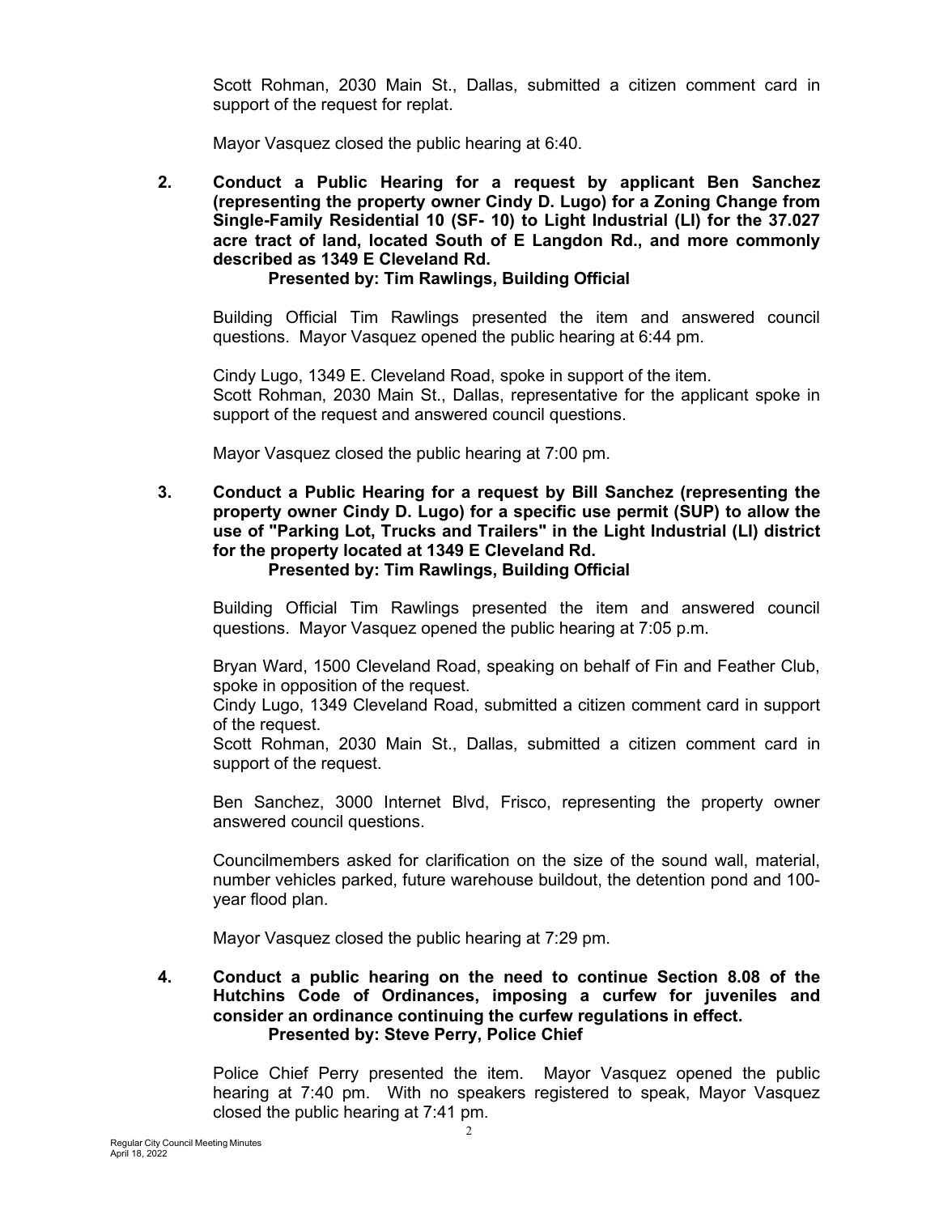Scott Rohman, 2030 Main St., Dallas, submitted a citizen comment card in support of the request for replat.

Mayor Vasquez closed the public hearing at 6:40.

**2. Conduct a Public Hearing for a request by applicant Ben Sanchez (representing the property owner Cindy D. Lugo) for a Zoning Change from Single-Family Residential 10 (SF- 10) to Light Industrial (LI) for the 37.027 acre tract of land, located South of E Langdon Rd., and more commonly described as 1349 E Cleveland Rd.**
**Presented by: Tim Rawlings, Building Official**

Building Official Tim Rawlings presented the item and answered council questions. Mayor Vasquez opened the public hearing at 6:44 pm.

Cindy Lugo, 1349 E. Cleveland Road, spoke in support of the item.
Scott Rohman, 2030 Main St., Dallas, representative for the applicant spoke in support of the request and answered council questions.

Mayor Vasquez closed the public hearing at 7:00 pm.

**3. Conduct a Public Hearing for a request by Bill Sanchez (representing the property owner Cindy D. Lugo) for a specific use permit (SUP) to allow the use of "Parking Lot, Trucks and Trailers" in the Light Industrial (LI) district for the property located at 1349 E Cleveland Rd.**
**Presented by: Tim Rawlings, Building Official**

Building Official Tim Rawlings presented the item and answered council questions. Mayor Vasquez opened the public hearing at 7:05 p.m.

Bryan Ward, 1500 Cleveland Road, speaking on behalf of Fin and Feather Club, spoke in opposition of the request.
Cindy Lugo, 1349 Cleveland Road, submitted a citizen comment card in support of the request.
Scott Rohman, 2030 Main St., Dallas, submitted a citizen comment card in support of the request.

Ben Sanchez, 3000 Internet Blvd, Frisco, representing the property owner answered council questions.

Councilmembers asked for clarification on the size of the sound wall, material, number vehicles parked, future warehouse buildout, the detention pond and 100-year flood plan.

Mayor Vasquez closed the public hearing at 7:29 pm.

**4. Conduct a public hearing on the need to continue Section 8.08 of the Hutchins Code of Ordinances, imposing a curfew for juveniles and consider an ordinance continuing the curfew regulations in effect.**
**Presented by: Steve Perry, Police Chief**

Police Chief Perry presented the item. Mayor Vasquez opened the public hearing at 7:40 pm. With no speakers registered to speak, Mayor Vasquez closed the public hearing at 7:41 pm.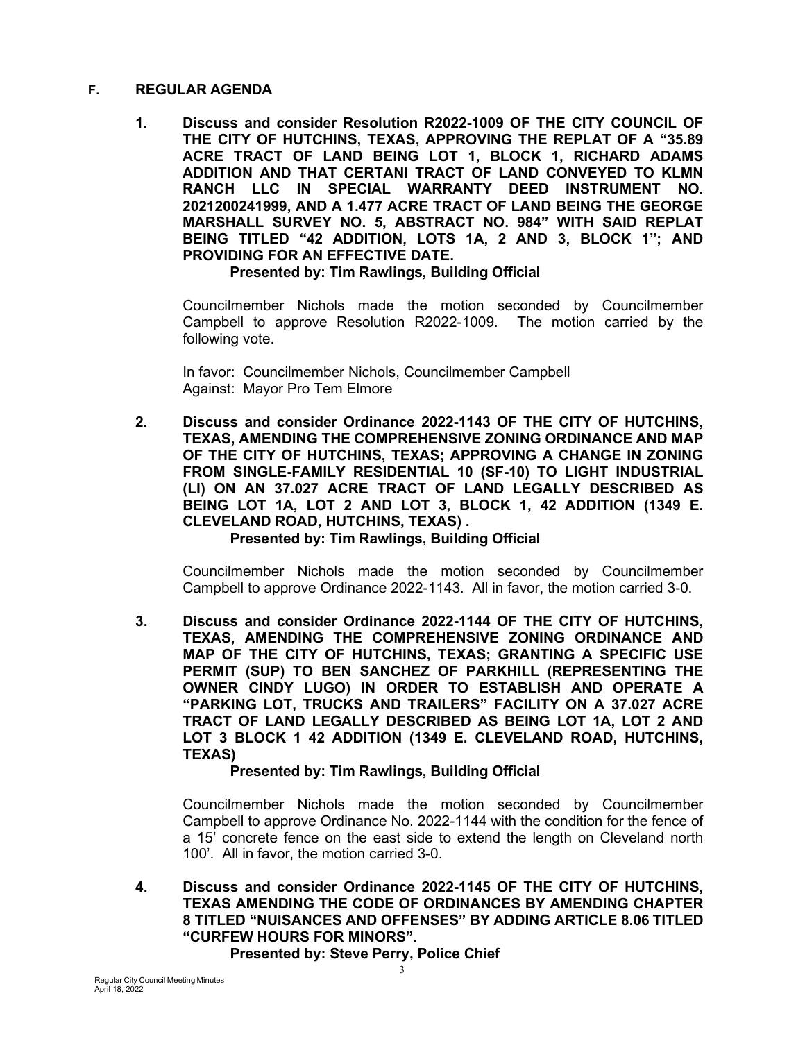## F. REGULAR AGENDA

**1. Discuss and consider Resolution R2022-1009 OF THE CITY COUNCIL OF THE CITY OF HUTCHINS, TEXAS, APPROVING THE REPLAT OF A "35.89 ACRE TRACT OF LAND BEING LOT 1, BLOCK 1, RICHARD ADAMS ADDITION AND THAT CERTANI TRACT OF LAND CONVEYED TO KLMN RANCH LLC IN SPECIAL WARRANTY DEED INSTRUMENT NO. 2021200241999, AND A 1.477 ACRE TRACT OF LAND BEING THE GEORGE MARSHALL SURVEY NO. 5, ABSTRACT NO. 984" WITH SAID REPLAT BEING TITLED "42 ADDITION, LOTS 1A, 2 AND 3, BLOCK 1"; AND PROVIDING FOR AN EFFECTIVE DATE.**

**Presented by: Tim Rawlings, Building Official**

Councilmember Nichols made the motion seconded by Councilmember Campbell to approve Resolution R2022-1009. The motion carried by the following vote.

In favor: Councilmember Nichols, Councilmember Campbell
Against: Mayor Pro Tem Elmore

**2. Discuss and consider Ordinance 2022-1143 OF THE CITY OF HUTCHINS, TEXAS, AMENDING THE COMPREHENSIVE ZONING ORDINANCE AND MAP OF THE CITY OF HUTCHINS, TEXAS; APPROVING A CHANGE IN ZONING FROM SINGLE-FAMILY RESIDENTIAL 10 (SF-10) TO LIGHT INDUSTRIAL (LI) ON AN 37.027 ACRE TRACT OF LAND LEGALLY DESCRIBED AS BEING LOT 1A, LOT 2 AND LOT 3, BLOCK 1, 42 ADDITION (1349 E. CLEVELAND ROAD, HUTCHINS, TEXAS) .**

**Presented by: Tim Rawlings, Building Official**

Councilmember Nichols made the motion seconded by Councilmember Campbell to approve Ordinance 2022-1143. All in favor, the motion carried 3-0.

**3. Discuss and consider Ordinance 2022-1144 OF THE CITY OF HUTCHINS, TEXAS, AMENDING THE COMPREHENSIVE ZONING ORDINANCE AND MAP OF THE CITY OF HUTCHINS, TEXAS; GRANTING A SPECIFIC USE PERMIT (SUP) TO BEN SANCHEZ OF PARKHILL (REPRESENTING THE OWNER CINDY LUGO) IN ORDER TO ESTABLISH AND OPERATE A "PARKING LOT, TRUCKS AND TRAILERS" FACILITY ON A 37.027 ACRE TRACT OF LAND LEGALLY DESCRIBED AS BEING LOT 1A, LOT 2 AND LOT 3 BLOCK 1 42 ADDITION (1349 E. CLEVELAND ROAD, HUTCHINS, TEXAS)**

**Presented by: Tim Rawlings, Building Official**

Councilmember Nichols made the motion seconded by Councilmember Campbell to approve Ordinance No. 2022-1144 with the condition for the fence of a 15' concrete fence on the east side to extend the length on Cleveland north 100'. All in favor, the motion carried 3-0.

**4. Discuss and consider Ordinance 2022-1145 OF THE CITY OF HUTCHINS, TEXAS AMENDING THE CODE OF ORDINANCES BY AMENDING CHAPTER 8 TITLED "NUISANCES AND OFFENSES" BY ADDING ARTICLE 8.06 TITLED "CURFEW HOURS FOR MINORS".**

**Presented by: Steve Perry, Police Chief**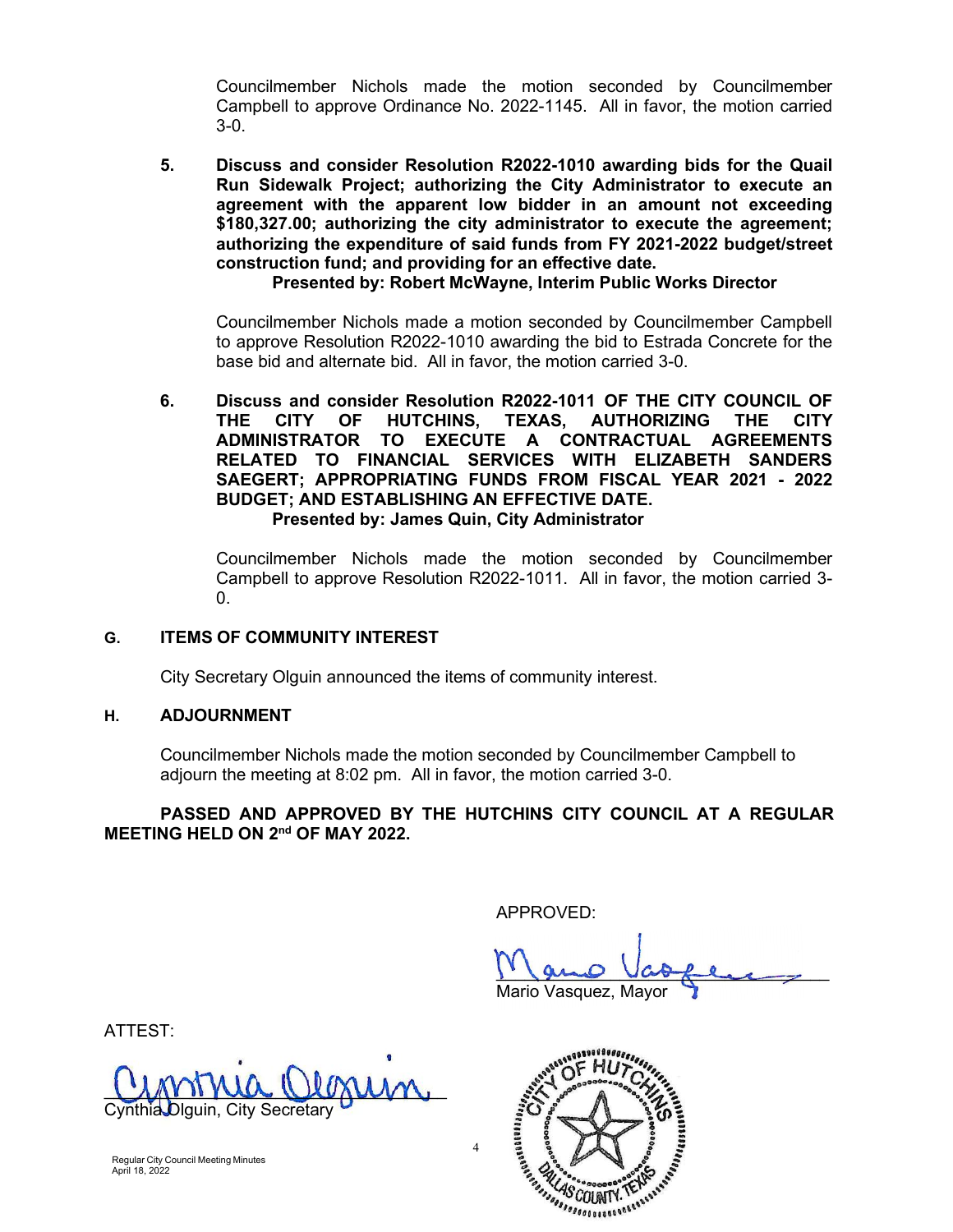Councilmember Nichols made the motion seconded by Councilmember Campbell to approve Ordinance No. 2022-1145. All in favor, the motion carried 3-0.

**5. Discuss and consider Resolution R2022-1010 awarding bids for the Quail Run Sidewalk Project; authorizing the City Administrator to execute an agreement with the apparent low bidder in an amount not exceeding $180,327.00; authorizing the city administrator to execute the agreement; authorizing the expenditure of said funds from FY 2021-2022 budget/street construction fund; and providing for an effective date.**
**Presented by: Robert McWayne, Interim Public Works Director**

Councilmember Nichols made a motion seconded by Councilmember Campbell to approve Resolution R2022-1010 awarding the bid to Estrada Concrete for the base bid and alternate bid. All in favor, the motion carried 3-0.

**6. Discuss and consider Resolution R2022-1011 OF THE CITY COUNCIL OF THE CITY OF HUTCHINS, TEXAS, AUTHORIZING THE CITY ADMINISTRATOR TO EXECUTE A CONTRACTUAL AGREEMENTS RELATED TO FINANCIAL SERVICES WITH ELIZABETH SANDERS SAEGERT; APPROPRIATING FUNDS FROM FISCAL YEAR 2021 - 2022 BUDGET; AND ESTABLISHING AN EFFECTIVE DATE.**
**Presented by: James Quin, City Administrator**

Councilmember Nichols made the motion seconded by Councilmember Campbell to approve Resolution R2022-1011. All in favor, the motion carried 3-0.

## G. ITEMS OF COMMUNITY INTEREST

City Secretary Olguin announced the items of community interest.

## H. ADJOURNMENT

Councilmember Nichols made the motion seconded by Councilmember Campbell to adjourn the meeting at 8:02 pm. All in favor, the motion carried 3-0.

**PASSED AND APPROVED BY THE HUTCHINS CITY COUNCIL AT A REGULAR MEETING HELD ON 2nd OF MAY 2022.**

APPROVED:

Mario Vasquez, Mayor

ATTEST:

Cynthia Olguin, City Secretary

CITY OF HUTCHINS
DALLAS COUNTY, TEXAS